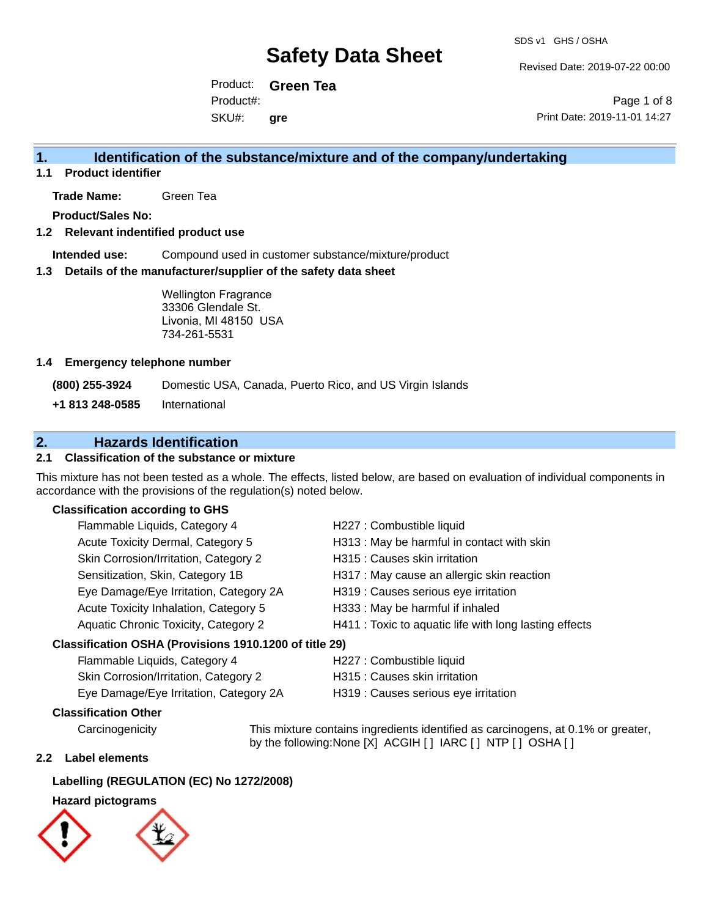# Safety Data Sheet

SDS v1 GHS / OSHA

Revised Date: 2019-07-22 00:00

Product: **Green Tea**
Product#:
SKU#: **gre**

Print Date: 2019-11-01 14:27

## 1. Identification of the substance/mixture and of the company/undertaking

### 1.1 Product identifier

**Trade Name:** Green Tea

**Product/Sales No:**

### 1.2 Relevant indentified product use

**Intended use:** Compound used in customer substance/mixture/product

### 1.3 Details of the manufacturer/supplier of the safety data sheet

Wellington Fragrance
33306 Glendale St.
Livonia, MI 48150 USA
734-261-5531

### 1.4 Emergency telephone number

**(800) 255-3924** Domestic USA, Canada, Puerto Rico, and US Virgin Islands

**+1 813 248-0585** International

## 2. Hazards Identification

### 2.1 Classification of the substance or mixture

This mixture has not been tested as a whole. The effects, listed below, are based on evaluation of individual components in accordance with the provisions of the regulation(s) noted below.

**Classification according to GHS**

| | |
|---|---|
| Flammable Liquids, Category 4 | H227 : Combustible liquid |
| Acute Toxicity Dermal, Category 5 | H313 : May be harmful in contact with skin |
| Skin Corrosion/Irritation, Category 2 | H315 : Causes skin irritation |
| Sensitization, Skin, Category 1B | H317 : May cause an allergic skin reaction |
| Eye Damage/Eye Irritation, Category 2A | H319 : Causes serious eye irritation |
| Acute Toxicity Inhalation, Category 5 | H333 : May be harmful if inhaled |
| Aquatic Chronic Toxicity, Category 2 | H411 : Toxic to aquatic life with long lasting effects |

**Classification OSHA (Provisions 1910.1200 of title 29)**

| | |
|---|---|
| Flammable Liquids, Category 4 | H227 : Combustible liquid |
| Skin Corrosion/Irritation, Category 2 | H315 : Causes skin irritation |
| Eye Damage/Eye Irritation, Category 2A | H319 : Causes serious eye irritation |

**Classification Other**

Carcinogenicity: This mixture contains ingredients identified as carcinogens, at 0.1% or greater, by the following:None [X] ACGIH [ ] IARC [ ] NTP [ ] OSHA [ ]

### 2.2 Label elements

**Labelling (REGULATION (EC) No 1272/2008)**

**Hazard pictograms**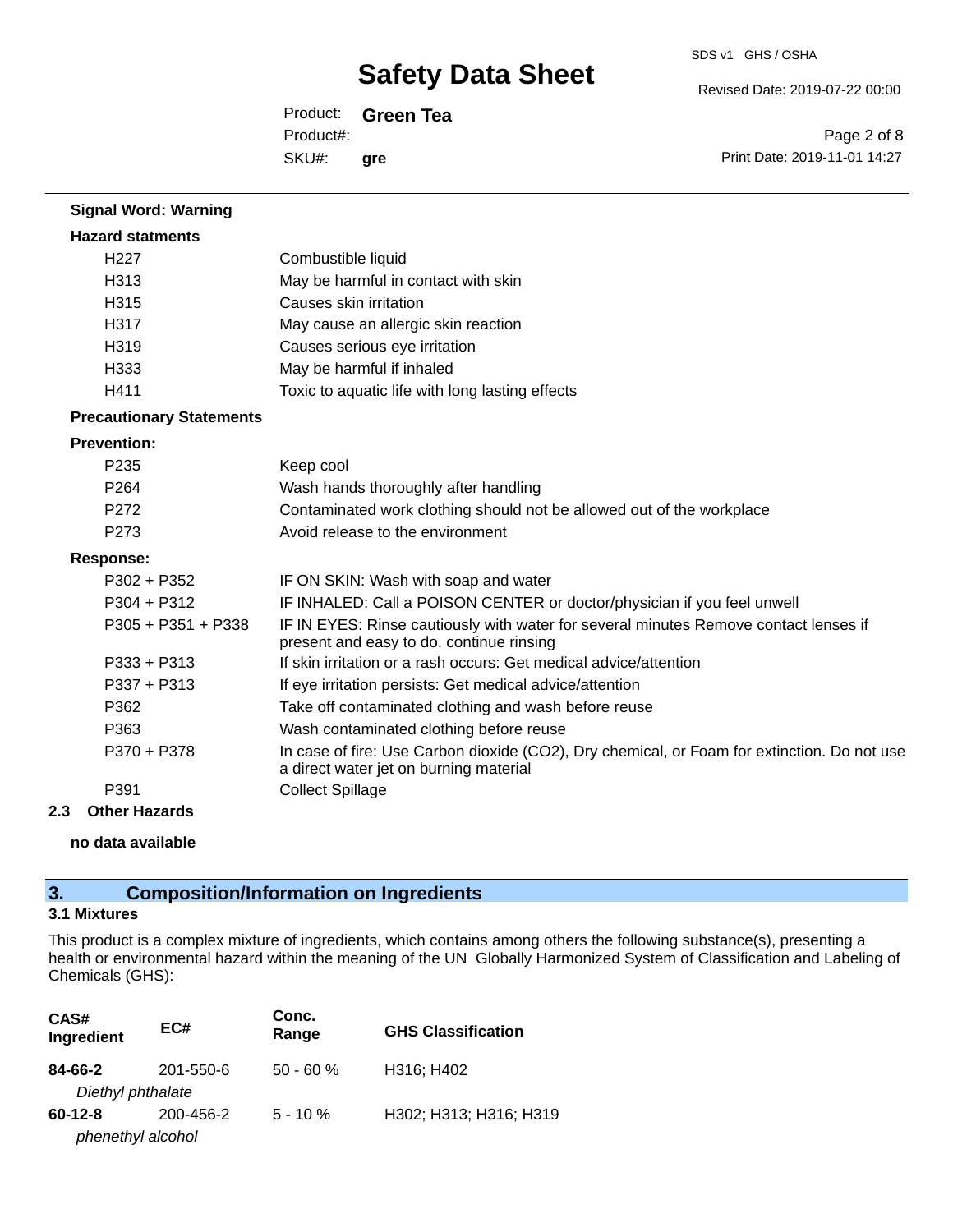**Signal Word: Warning**

**Hazard statments**

| | |
|---|---|
| H227 | Combustible liquid |
| H313 | May be harmful in contact with skin |
| H315 | Causes skin irritation |
| H317 | May cause an allergic skin reaction |
| H319 | Causes serious eye irritation |
| H333 | May be harmful if inhaled |
| H411 | Toxic to aquatic life with long lasting effects |

**Precautionary Statements**

**Prevention:**

| | |
|---|---|
| P235 | Keep cool |
| P264 | Wash hands thoroughly after handling |
| P272 | Contaminated work clothing should not be allowed out of the workplace |
| P273 | Avoid release to the environment |

**Response:**

| | |
|---|---|
| P302 + P352 | IF ON SKIN: Wash with soap and water |
| P304 + P312 | IF INHALED: Call a POISON CENTER or doctor/physician if you feel unwell |
| P305 + P351 + P338 | IF IN EYES: Rinse cautiously with water for several minutes Remove contact lenses if present and easy to do. continue rinsing |
| P333 + P313 | If skin irritation or a rash occurs: Get medical advice/attention |
| P337 + P313 | If eye irritation persists: Get medical advice/attention |
| P362 | Take off contaminated clothing and wash before reuse |
| P363 | Wash contaminated clothing before reuse |
| P370 + P378 | In case of fire: Use Carbon dioxide ($CO_2$), Dry chemical, or Foam for extinction. Do not use a direct water jet on burning material |
| P391 | Collect Spillage |

**2.3 Other Hazards**

**no data available**

## 3. Composition/Information on Ingredients

### 3.1 Mixtures

This product is a complex mixture of ingredients, which contains among others the following substance(s), presenting a health or environmental hazard within the meaning of the UN Globally Harmonized System of Classification and Labeling of Chemicals (GHS):

| CAS# Ingredient | EC# | Conc. Range | GHS Classification |
|---|---|---|---|
| **84-66-2** *Diethyl phthalate* | 201-550-6 | 50 - 60 % | H316; H402 |
| **60-12-8** *phenethyl alcohol* | 200-456-2 | 5 - 10 % | H302; H313; H316; H319 |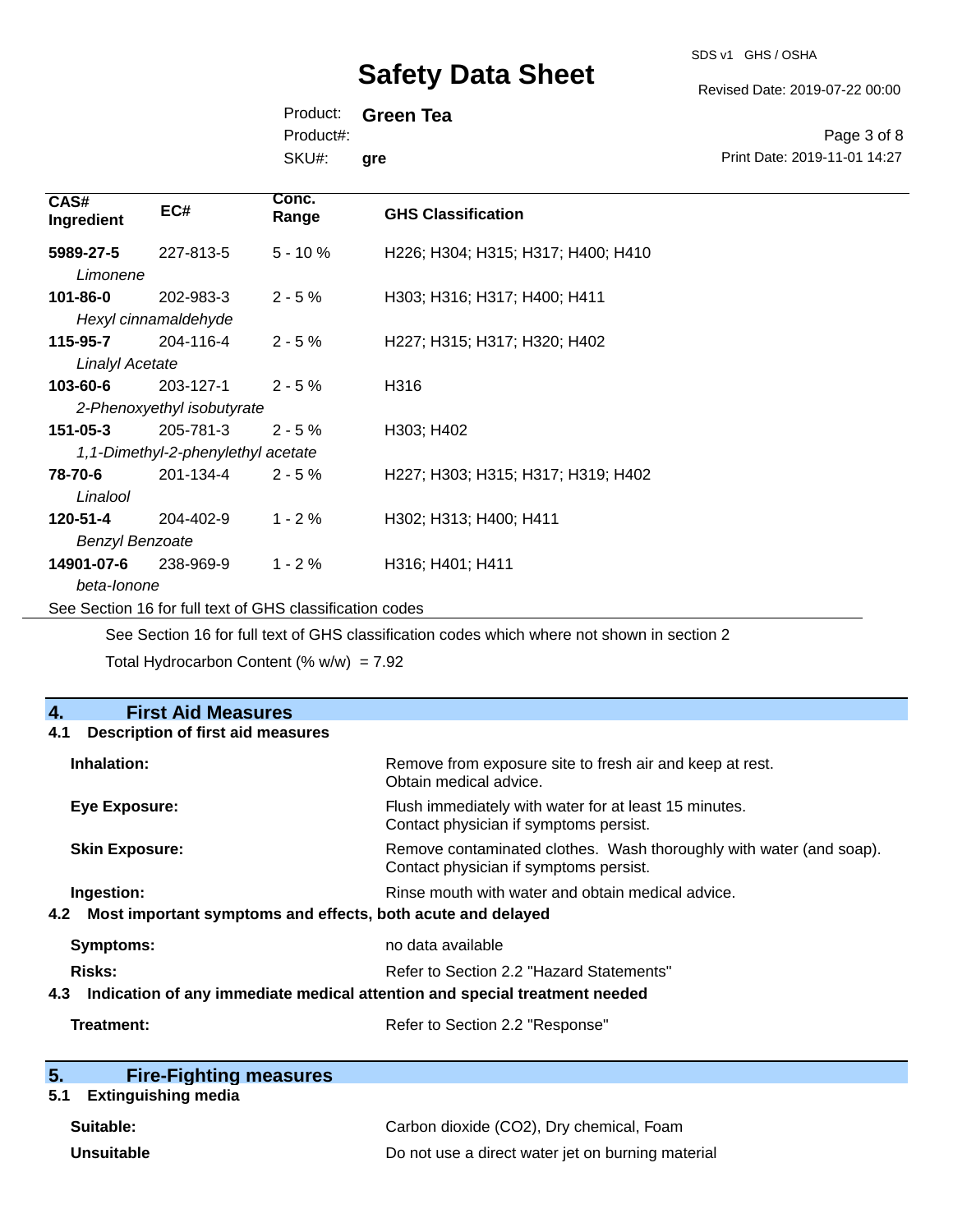| CAS# Ingredient | EC# | Conc. Range | GHS Classification |
|---|---|---|---|
| **5989-27-5** *Limonene* | 227-813-5 | 5 - 10 % | H226; H304; H315; H317; H400; H410 |
| **101-86-0** *Hexyl cinnamaldehyde* | 202-983-3 | 2 - 5 % | H303; H316; H317; H400; H411 |
| **115-95-7** *Linalyl Acetate* | 204-116-4 | 2 - 5 % | H227; H315; H317; H320; H402 |
| **103-60-6** *2-Phenoxyethyl isobutyrate* | 203-127-1 | 2 - 5 % | H316 |
| **151-05-3** *1,1-Dimethyl-2-phenylethyl acetate* | 205-781-3 | 2 - 5 % | H303; H402 |
| **78-70-6** *Linalool* | 201-134-4 | 2 - 5 % | H227; H303; H315; H317; H319; H402 |
| **120-51-4** *Benzyl Benzoate* | 204-402-9 | 1 - 2 % | H302; H313; H400; H411 |
| **14901-07-6** *beta-Ionone* | 238-969-9 | 1 - 2 % | H316; H401; H411 |

See Section 16 for full text of GHS classification codes

See Section 16 for full text of GHS classification codes which where not shown in section 2

Total Hydrocarbon Content (% w/w) = 7.92

## 4. First Aid Measures

### 4.1 Description of first aid measures

**Inhalation:** Remove from exposure site to fresh air and keep at rest. Obtain medical advice.

**Eye Exposure:** Flush immediately with water for at least 15 minutes. Contact physician if symptoms persist.

**Skin Exposure:** Remove contaminated clothes. Wash thoroughly with water (and soap). Contact physician if symptoms persist.

**Ingestion:** Rinse mouth with water and obtain medical advice.

### 4.2 Most important symptoms and effects, both acute and delayed

**Symptoms:** no data available

**Risks:** Refer to Section 2.2 "Hazard Statements"

### 4.3 Indication of any immediate medical attention and special treatment needed

**Treatment:** Refer to Section 2.2 "Response"

## 5. Fire-Fighting measures

### 5.1 Extinguishing media

**Suitable:** Carbon dioxide ($CO_2$), Dry chemical, Foam

**Unsuitable** Do not use a direct water jet on burning material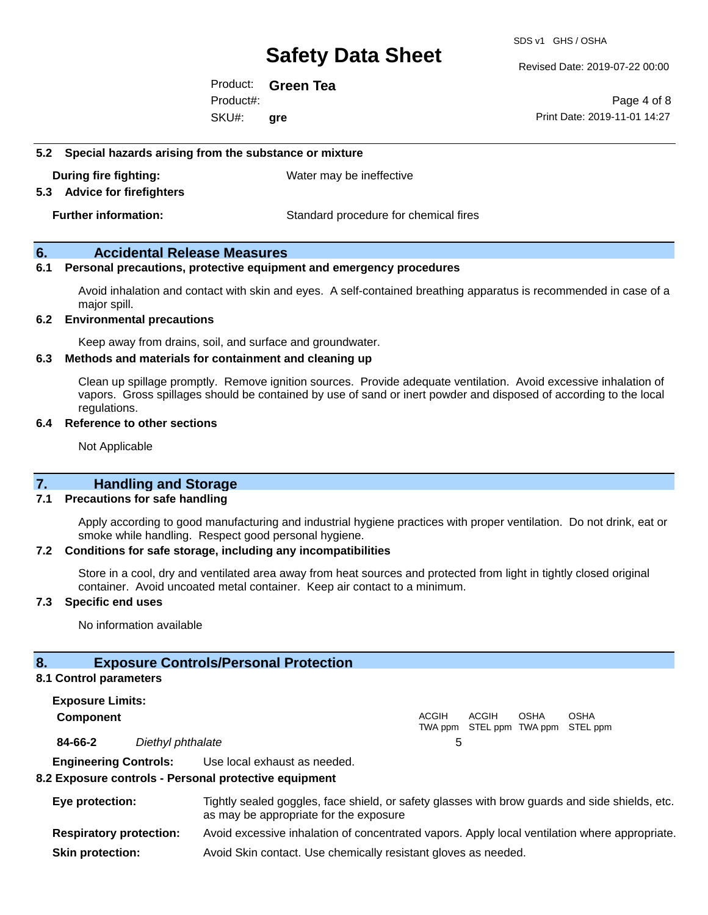### 5.2 Special hazards arising from the substance or mixture

**During fire fighting:** Water may be ineffective

### 5.3 Advice for firefighters

**Further information:** Standard procedure for chemical fires

## 6. Accidental Release Measures

### 6.1 Personal precautions, protective equipment and emergency procedures

Avoid inhalation and contact with skin and eyes. A self-contained breathing apparatus is recommended in case of a major spill.

### 6.2 Environmental precautions

Keep away from drains, soil, and surface and groundwater.

### 6.3 Methods and materials for containment and cleaning up

Clean up spillage promptly. Remove ignition sources. Provide adequate ventilation. Avoid excessive inhalation of vapors. Gross spillages should be contained by use of sand or inert powder and disposed of according to the local regulations.

### 6.4 Reference to other sections

Not Applicable

## 7. Handling and Storage

### 7.1 Precautions for safe handling

Apply according to good manufacturing and industrial hygiene practices with proper ventilation. Do not drink, eat or smoke while handling. Respect good personal hygiene.

### 7.2 Conditions for safe storage, including any incompatibilities

Store in a cool, dry and ventilated area away from heat sources and protected from light in tightly closed original container. Avoid uncoated metal container. Keep air contact to a minimum.

### 7.3 Specific end uses

No information available

## 8. Exposure Controls/Personal Protection

### 8.1 Control parameters

**Exposure Limits:**

| Component | | ACGIH TWA ppm | ACGIH STEL ppm | OSHA TWA ppm | OSHA STEL ppm |
|---|---|---|---|---|---|
| 84-66-2 | *Diethyl phthalate* | 5 | | | |

**Engineering Controls:** Use local exhaust as needed.

### 8.2 Exposure controls - Personal protective equipment

**Eye protection:** Tightly sealed goggles, face shield, or safety glasses with brow guards and side shields, etc. as may be appropriate for the exposure

**Respiratory protection:** Avoid excessive inhalation of concentrated vapors. Apply local ventilation where appropriate.

**Skin protection:** Avoid Skin contact. Use chemically resistant gloves as needed.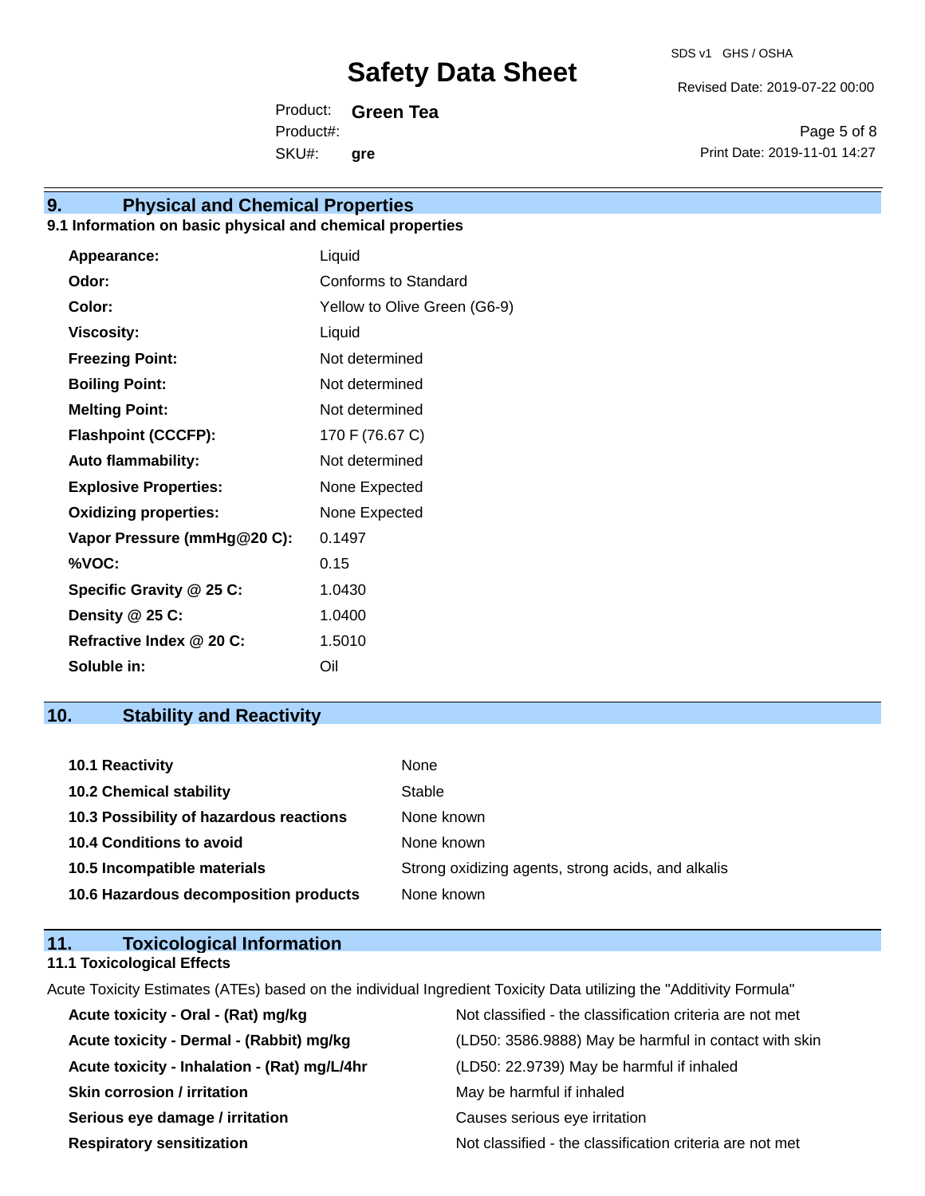## 9. Physical and Chemical Properties

### 9.1 Information on basic physical and chemical properties

| | |
|---|---|
| **Appearance:** | Liquid |
| **Odor:** | Conforms to Standard |
| **Color:** | Yellow to Olive Green (G6-9) |
| **Viscosity:** | Liquid |
| **Freezing Point:** | Not determined |
| **Boiling Point:** | Not determined |
| **Melting Point:** | Not determined |
| **Flashpoint (CCCFP):** | 170 F (76.67 C) |
| **Auto flammability:** | Not determined |
| **Explosive Properties:** | None Expected |
| **Oxidizing properties:** | None Expected |
| **Vapor Pressure (mmHg@20 C):** | 0.1497 |
| **%VOC:** | 0.15 |
| **Specific Gravity @ 25 C:** | 1.0430 |
| **Density @ 25 C:** | 1.0400 |
| **Refractive Index @ 20 C:** | 1.5010 |
| **Soluble in:** | Oil |

## 10. Stability and Reactivity

| | |
|---|---|
| **10.1 Reactivity** | None |
| **10.2 Chemical stability** | Stable |
| **10.3 Possibility of hazardous reactions** | None known |
| **10.4 Conditions to avoid** | None known |
| **10.5 Incompatible materials** | Strong oxidizing agents, strong acids, and alkalis |
| **10.6 Hazardous decomposition products** | None known |

## 11. Toxicological Information

### 11.1 Toxicological Effects

Acute Toxicity Estimates (ATEs) based on the individual Ingredient Toxicity Data utilizing the "Additivity Formula"

| | |
|---|---|
| **Acute toxicity - Oral - (Rat) mg/kg** | Not classified - the classification criteria are not met |
| **Acute toxicity - Dermal - (Rabbit) mg/kg** | (LD50: 3586.9888) May be harmful in contact with skin |
| **Acute toxicity - Inhalation - (Rat) mg/L/4hr** | (LD50: 22.9739) May be harmful if inhaled |
| **Skin corrosion / irritation** | May be harmful if inhaled |
| **Serious eye damage / irritation** | Causes serious eye irritation |
| **Respiratory sensitization** | Not classified - the classification criteria are not met |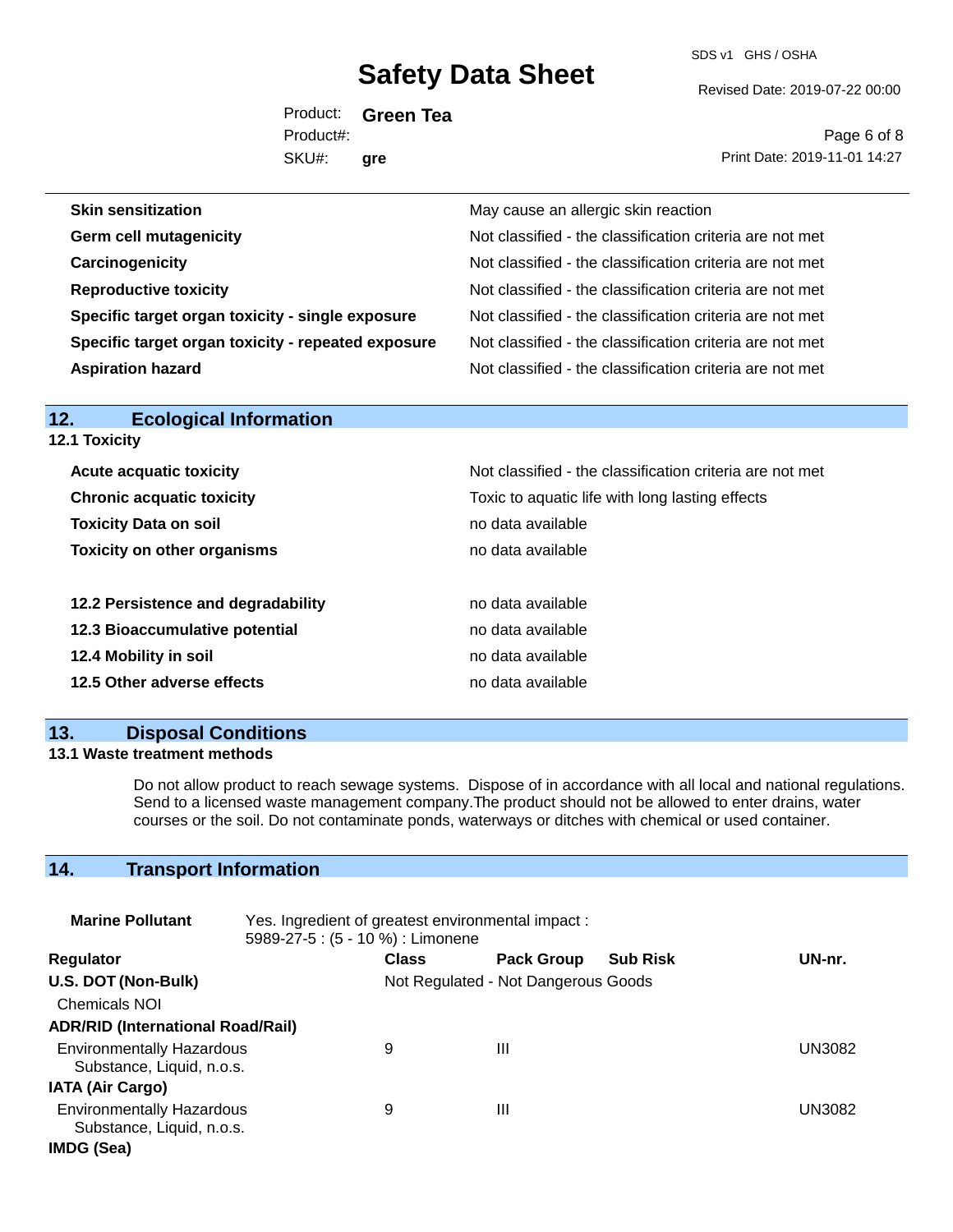| | |
|---|---|
| **Skin sensitization** | May cause an allergic skin reaction |
| **Germ cell mutagenicity** | Not classified - the classification criteria are not met |
| **Carcinogenicity** | Not classified - the classification criteria are not met |
| **Reproductive toxicity** | Not classified - the classification criteria are not met |
| **Specific target organ toxicity - single exposure** | Not classified - the classification criteria are not met |
| **Specific target organ toxicity - repeated exposure** | Not classified - the classification criteria are not met |
| **Aspiration hazard** | Not classified - the classification criteria are not met |

## 12. Ecological Information

### 12.1 Toxicity

| | |
|---|---|
| **Acute acquatic toxicity** | Not classified - the classification criteria are not met |
| **Chronic acquatic toxicity** | Toxic to aquatic life with long lasting effects |
| **Toxicity Data on soil** | no data available |
| **Toxicity on other organisms** | no data available |

| | |
|---|---|
| **12.2 Persistence and degradability** | no data available |
| **12.3 Bioaccumulative potential** | no data available |
| **12.4 Mobility in soil** | no data available |
| **12.5 Other adverse effects** | no data available |

## 13. Disposal Conditions

### 13.1 Waste treatment methods

Do not allow product to reach sewage systems. Dispose of in accordance with all local and national regulations. Send to a licensed waste management company.The product should not be allowed to enter drains, water courses or the soil. Do not contaminate ponds, waterways or ditches with chemical or used container.

## 14. Transport Information

**Marine Pollutant** Yes. Ingredient of greatest environmental impact : 5989-27-5 : (5 - 10 %) : Limonene

| Regulator | Class | Pack Group | Sub Risk | UN-nr. |
|---|---|---|---|---|
| **U.S. DOT (Non-Bulk)** | Not Regulated - Not Dangerous Goods | | | |
| Chemicals NOI | | | | |
| **ADR/RID (International Road/Rail)** | | | | |
| Environmentally Hazardous Substance, Liquid, n.o.s. | 9 | III | | UN3082 |
| **IATA (Air Cargo)** | | | | |
| Environmentally Hazardous Substance, Liquid, n.o.s. | 9 | III | | UN3082 |
| **IMDG (Sea)** | | | | |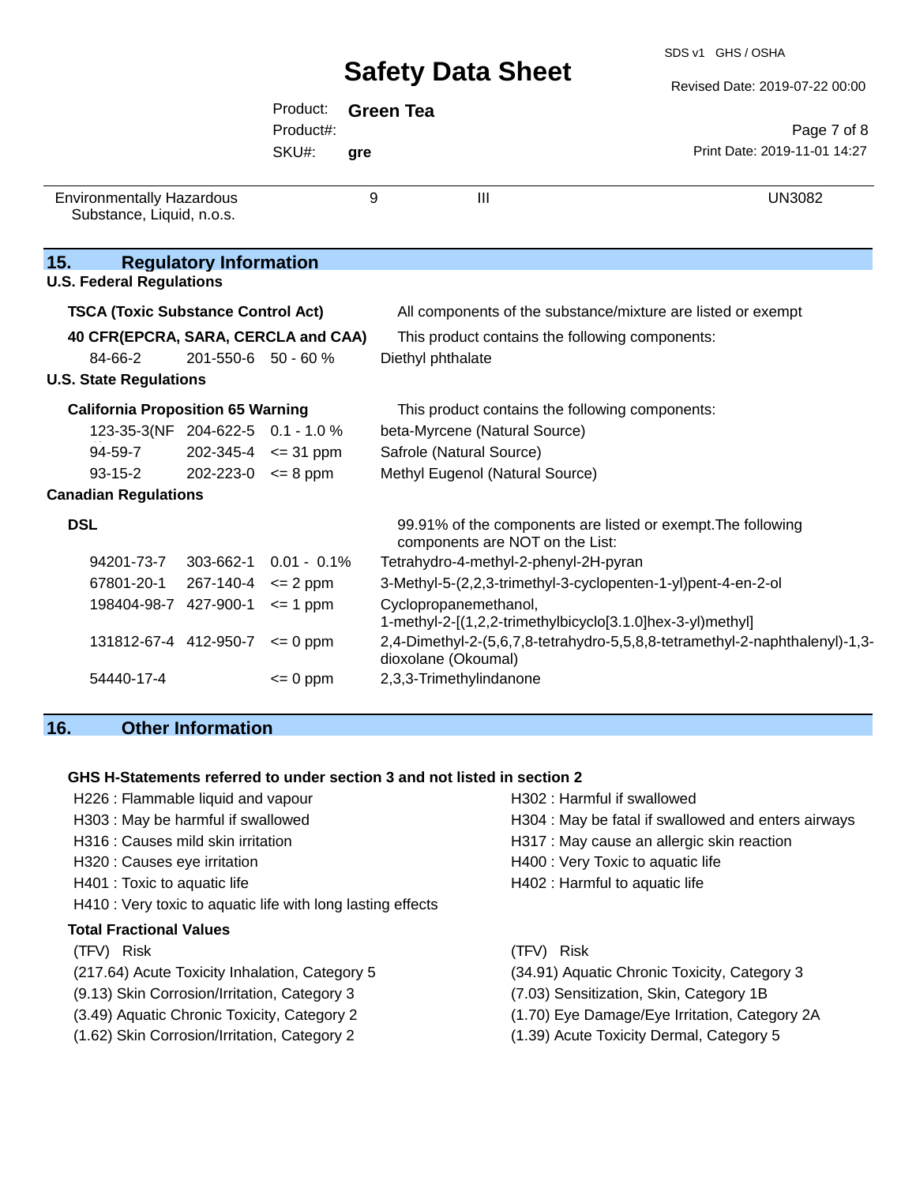| Environmentally Hazardous Substance, Liquid, n.o.s. | 9 | III | UN3082 |
|---|---|---|---|

## 15. Regulatory Information

### U.S. Federal Regulations

**TSCA (Toxic Substance Control Act)** — All components of the substance/mixture are listed or exempt

**40 CFR(EPCRA, SARA, CERCLA and CAA)** — This product contains the following components:

| CAS | EC | Concentration | Name |
|---|---|---|---|
| 84-66-2 | 201-550-6 | 50 - 60 % | Diethyl phthalate |

### U.S. State Regulations

**California Proposition 65 Warning** — This product contains the following components:

| CAS | EC | Concentration | Name |
|---|---|---|---|
| 123-35-3(NF | 204-622-5 | 0.1 - 1.0 % | beta-Myrcene (Natural Source) |
| 94-59-7 | 202-345-4 | <= 31 ppm | Safrole (Natural Source) |
| 93-15-2 | 202-223-0 | <= 8 ppm | Methyl Eugenol (Natural Source) |

### Canadian Regulations

**DSL** — 99.91% of the components are listed or exempt.The following components are NOT on the List:

| CAS | EC | Concentration | Name |
|---|---|---|---|
| 94201-73-7 | 303-662-1 | 0.01 - 0.1% | Tetrahydro-4-methyl-2-phenyl-2H-pyran |
| 67801-20-1 | 267-140-4 | <= 2 ppm | 3-Methyl-5-(2,2,3-trimethyl-3-cyclopenten-1-yl)pent-4-en-2-ol |
| 198404-98-7 | 427-900-1 | <= 1 ppm | Cyclopropanemethanol, 1-methyl-2-[(1,2,2-trimethylbicyclo[3.1.0]hex-3-yl)methyl] |
| 131812-67-4 | 412-950-7 | <= 0 ppm | 2,4-Dimethyl-2-(5,6,7,8-tetrahydro-5,5,8,8-tetramethyl-2-naphthalenyl)-1,3-dioxolane (Okoumal) |
| 54440-17-4 | | <= 0 ppm | 2,3,3-Trimethylindanone |

## 16. Other Information

### GHS H-Statements referred to under section 3 and not listed in section 2

- H226 : Flammable liquid and vapour
- H302 : Harmful if swallowed
- H303 : May be harmful if swallowed
- H304 : May be fatal if swallowed and enters airways
- H316 : Causes mild skin irritation
- H317 : May cause an allergic skin reaction
- H320 : Causes eye irritation
- H400 : Very Toxic to aquatic life
- H401 : Toxic to aquatic life
- H402 : Harmful to aquatic life
- H410 : Very toxic to aquatic life with long lasting effects

### Total Fractional Values

| (TFV) | Risk | (TFV) | Risk |
|---|---|---|---|
| (217.64) | Acute Toxicity Inhalation, Category 5 | (34.91) | Aquatic Chronic Toxicity, Category 3 |
| (9.13) | Skin Corrosion/Irritation, Category 3 | (7.03) | Sensitization, Skin, Category 1B |
| (3.49) | Aquatic Chronic Toxicity, Category 2 | (1.70) | Eye Damage/Eye Irritation, Category 2A |
| (1.62) | Skin Corrosion/Irritation, Category 2 | (1.39) | Acute Toxicity Dermal, Category 5 |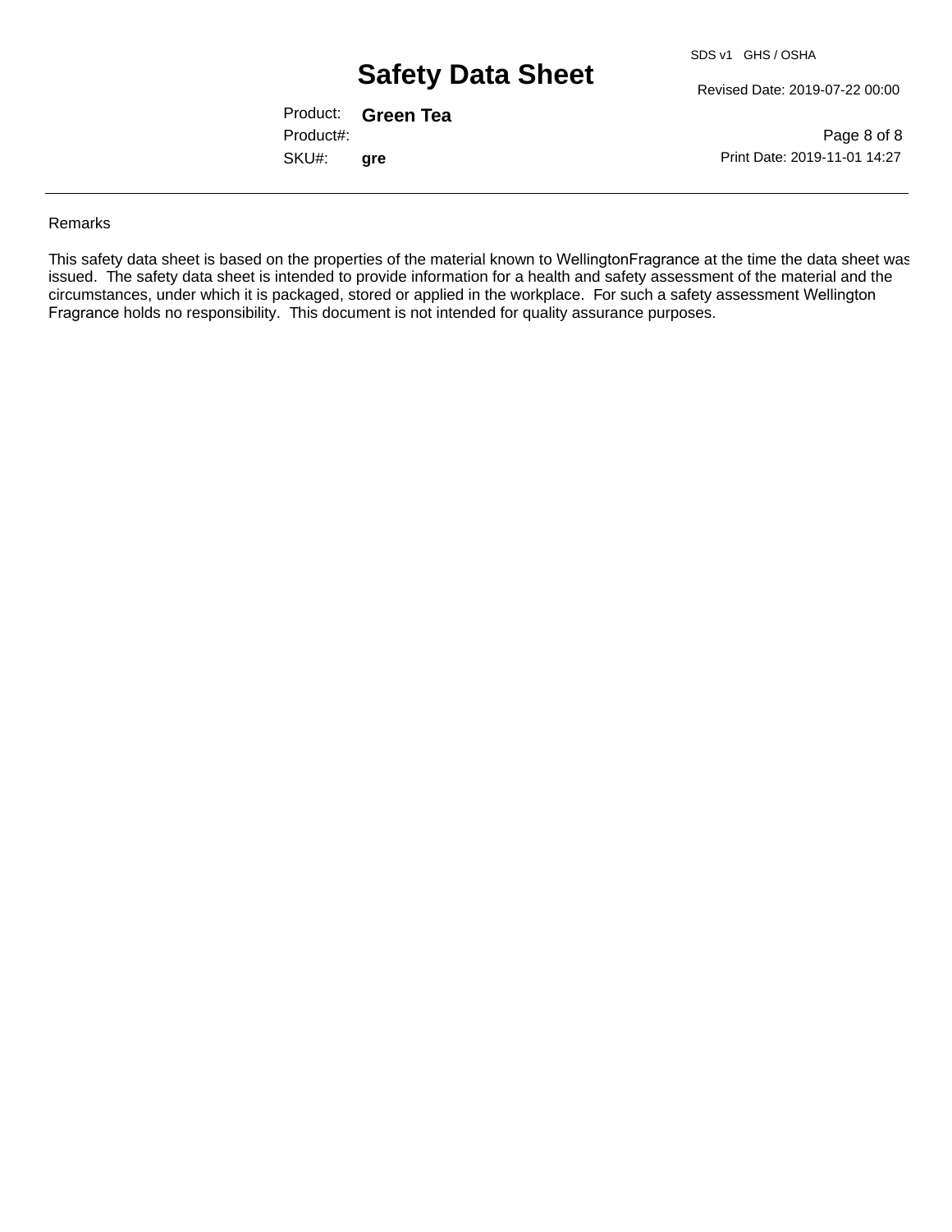Remarks

This safety data sheet is based on the properties of the material known to WellingtonFragrance at the time the data sheet was issued. The safety data sheet is intended to provide information for a health and safety assessment of the material and the circumstances, under which it is packaged, stored or applied in the workplace. For such a safety assessment Wellington Fragrance holds no responsibility. This document is not intended for quality assurance purposes.